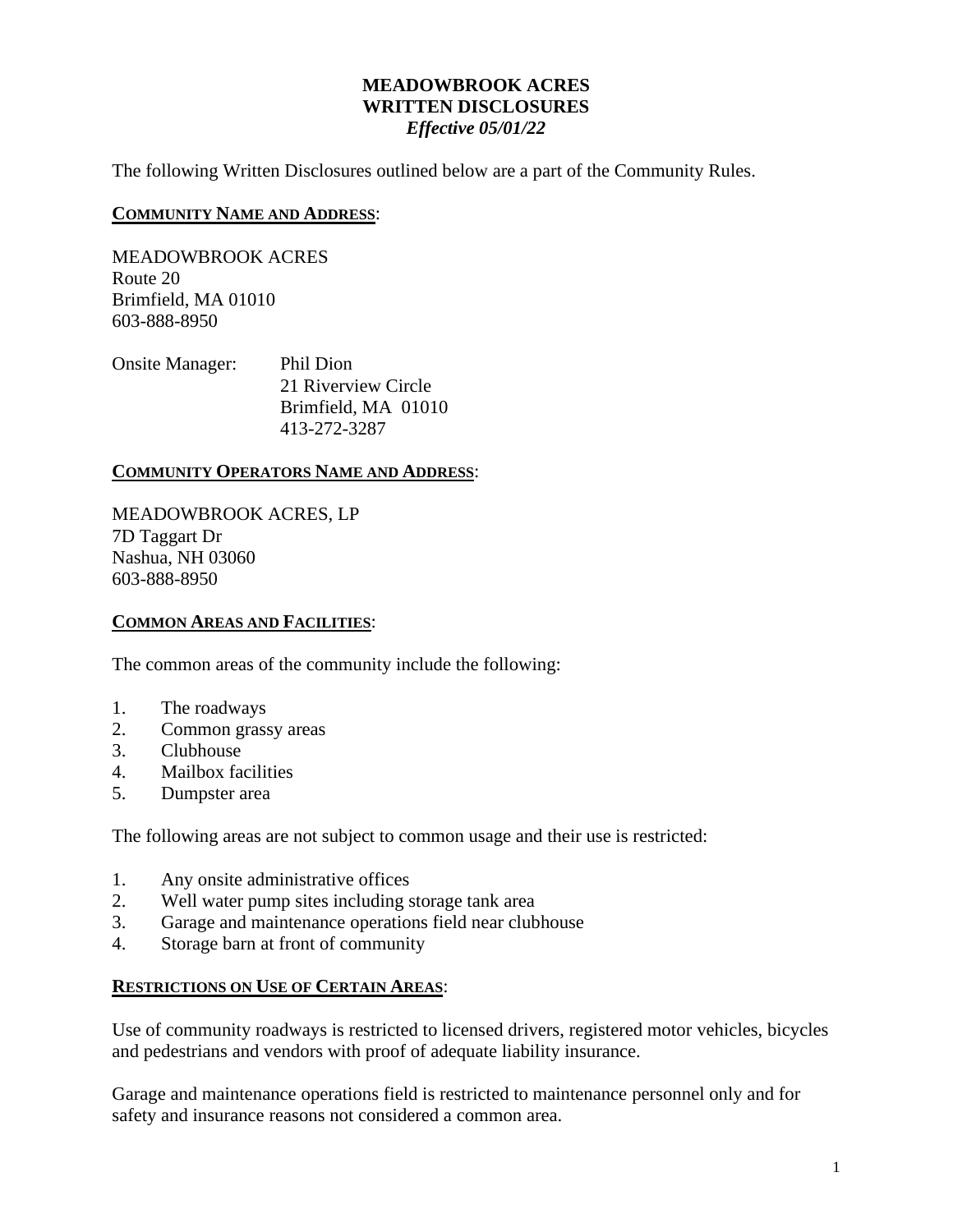# MEADOWBROOK ACRES
# WRITTEN DISCLOSURES
***Effective 05/01/22***

The following Written Disclosures outlined below are a part of the Community Rules.

**COMMUNITY NAME AND ADDRESS**:

MEADOWBROOK ACRES
Route 20
Brimfield, MA 01010
603-888-8950

Onsite Manager: Phil Dion
21 Riverview Circle
Brimfield, MA 01010
413-272-3287

**COMMUNITY OPERATORS NAME AND ADDRESS**:

MEADOWBROOK ACRES, LP
7D Taggart Dr
Nashua, NH 03060
603-888-8950

**COMMON AREAS AND FACILITIES**:

The common areas of the community include the following:

1. The roadways
2. Common grassy areas
3. Clubhouse
4. Mailbox facilities
5. Dumpster area

The following areas are not subject to common usage and their use is restricted:

1. Any onsite administrative offices
2. Well water pump sites including storage tank area
3. Garage and maintenance operations field near clubhouse
4. Storage barn at front of community

**RESTRICTIONS ON USE OF CERTAIN AREAS**:

Use of community roadways is restricted to licensed drivers, registered motor vehicles, bicycles and pedestrians and vendors with proof of adequate liability insurance.

Garage and maintenance operations field is restricted to maintenance personnel only and for safety and insurance reasons not considered a common area.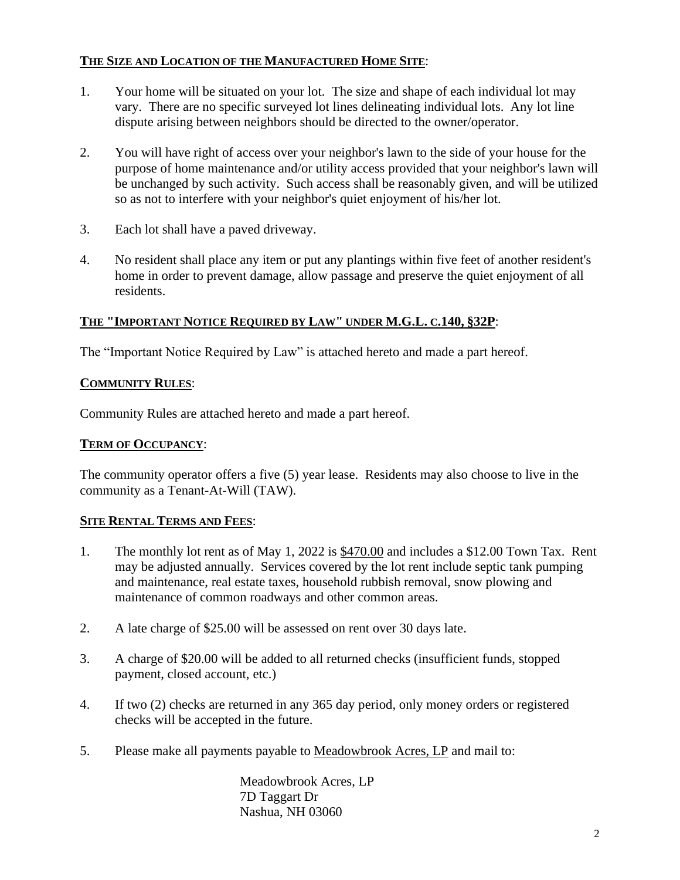## THE SIZE AND LOCATION OF THE MANUFACTURED HOME SITE:

1. Your home will be situated on your lot. The size and shape of each individual lot may vary. There are no specific surveyed lot lines delineating individual lots. Any lot line dispute arising between neighbors should be directed to the owner/operator.

2. You will have right of access over your neighbor's lawn to the side of your house for the purpose of home maintenance and/or utility access provided that your neighbor's lawn will be unchanged by such activity. Such access shall be reasonably given, and will be utilized so as not to interfere with your neighbor's quiet enjoyment of his/her lot.

3. Each lot shall have a paved driveway.

4. No resident shall place any item or put any plantings within five feet of another resident's home in order to prevent damage, allow passage and preserve the quiet enjoyment of all residents.

## THE "IMPORTANT NOTICE REQUIRED BY LAW" UNDER M.G.L. C.140, §32P:

The "Important Notice Required by Law" is attached hereto and made a part hereof.

## COMMUNITY RULES:

Community Rules are attached hereto and made a part hereof.

## TERM OF OCCUPANCY:

The community operator offers a five (5) year lease. Residents may also choose to live in the community as a Tenant-At-Will (TAW).

## SITE RENTAL TERMS AND FEES:

1. The monthly lot rent as of May 1, 2022 is $470.00 and includes a $12.00 Town Tax. Rent may be adjusted annually. Services covered by the lot rent include septic tank pumping and maintenance, real estate taxes, household rubbish removal, snow plowing and maintenance of common roadways and other common areas.

2. A late charge of $25.00 will be assessed on rent over 30 days late.

3. A charge of $20.00 will be added to all returned checks (insufficient funds, stopped payment, closed account, etc.)

4. If two (2) checks are returned in any 365 day period, only money orders or registered checks will be accepted in the future.

5. Please make all payments payable to Meadowbrook Acres, LP and mail to:

   Meadowbrook Acres, LP
   7D Taggart Dr
   Nashua, NH 03060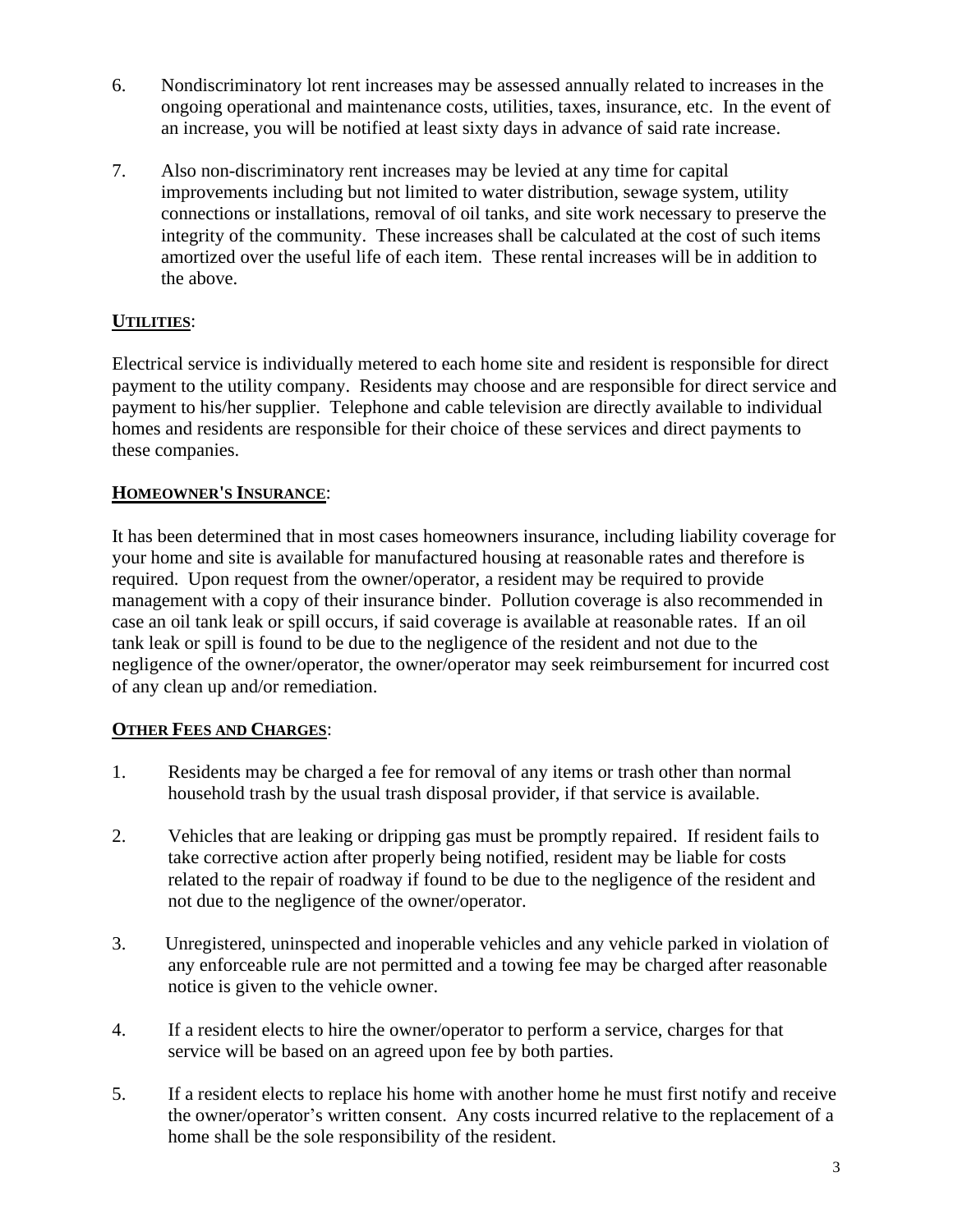6. Nondiscriminatory lot rent increases may be assessed annually related to increases in the ongoing operational and maintenance costs, utilities, taxes, insurance, etc. In the event of an increase, you will be notified at least sixty days in advance of said rate increase.

7. Also non-discriminatory rent increases may be levied at any time for capital improvements including but not limited to water distribution, sewage system, utility connections or installations, removal of oil tanks, and site work necessary to preserve the integrity of the community. These increases shall be calculated at the cost of such items amortized over the useful life of each item. These rental increases will be in addition to the above.

**UTILITIES**:

Electrical service is individually metered to each home site and resident is responsible for direct payment to the utility company. Residents may choose and are responsible for direct service and payment to his/her supplier. Telephone and cable television are directly available to individual homes and residents are responsible for their choice of these services and direct payments to these companies.

**HOMEOWNER'S INSURANCE**:

It has been determined that in most cases homeowners insurance, including liability coverage for your home and site is available for manufactured housing at reasonable rates and therefore is required. Upon request from the owner/operator, a resident may be required to provide management with a copy of their insurance binder. Pollution coverage is also recommended in case an oil tank leak or spill occurs, if said coverage is available at reasonable rates. If an oil tank leak or spill is found to be due to the negligence of the resident and not due to the negligence of the owner/operator, the owner/operator may seek reimbursement for incurred cost of any clean up and/or remediation.

**OTHER FEES AND CHARGES**:

1. Residents may be charged a fee for removal of any items or trash other than normal household trash by the usual trash disposal provider, if that service is available.

2. Vehicles that are leaking or dripping gas must be promptly repaired. If resident fails to take corrective action after properly being notified, resident may be liable for costs related to the repair of roadway if found to be due to the negligence of the resident and not due to the negligence of the owner/operator.

3. Unregistered, uninspected and inoperable vehicles and any vehicle parked in violation of any enforceable rule are not permitted and a towing fee may be charged after reasonable notice is given to the vehicle owner.

4. If a resident elects to hire the owner/operator to perform a service, charges for that service will be based on an agreed upon fee by both parties.

5. If a resident elects to replace his home with another home he must first notify and receive the owner/operator's written consent. Any costs incurred relative to the replacement of a home shall be the sole responsibility of the resident.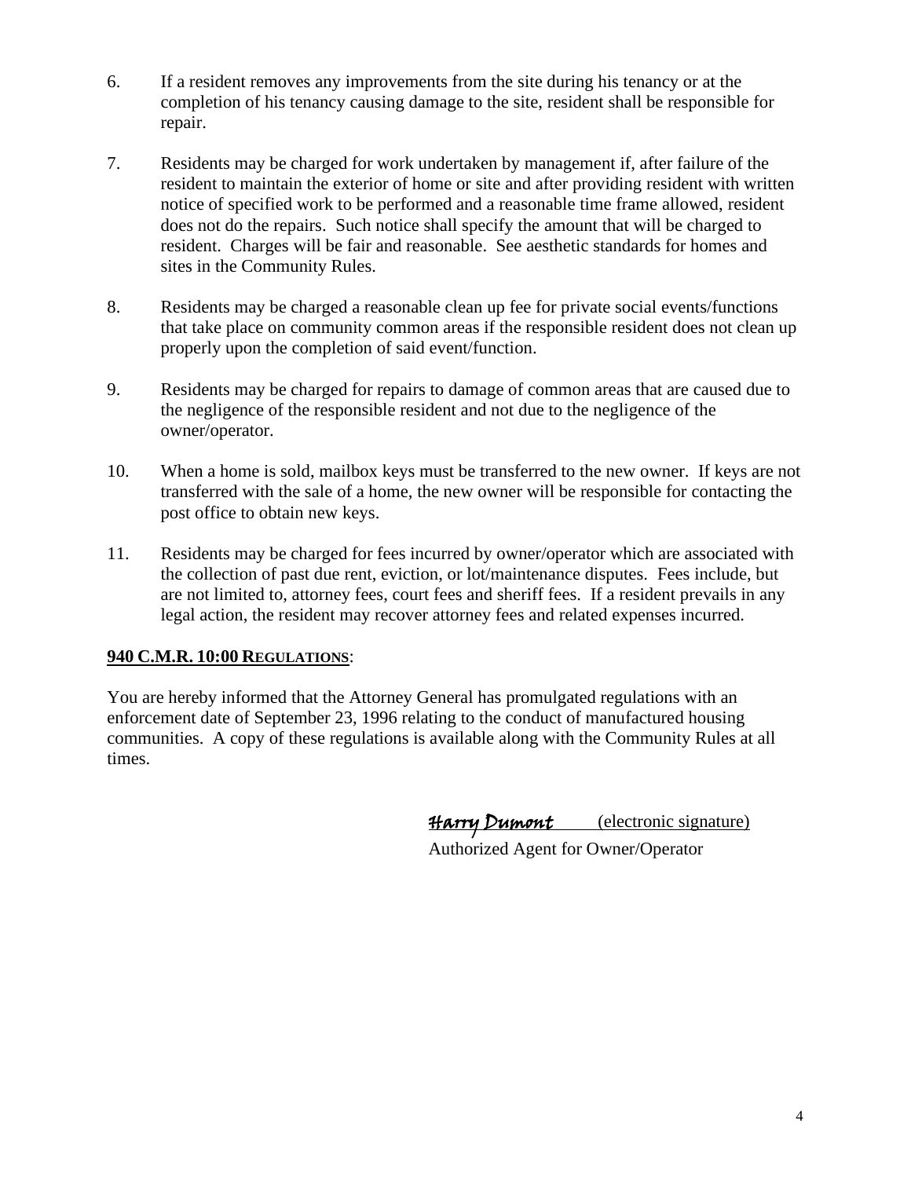6. If a resident removes any improvements from the site during his tenancy or at the completion of his tenancy causing damage to the site, resident shall be responsible for repair.

7. Residents may be charged for work undertaken by management if, after failure of the resident to maintain the exterior of home or site and after providing resident with written notice of specified work to be performed and a reasonable time frame allowed, resident does not do the repairs. Such notice shall specify the amount that will be charged to resident. Charges will be fair and reasonable. See aesthetic standards for homes and sites in the Community Rules.

8. Residents may be charged a reasonable clean up fee for private social events/functions that take place on community common areas if the responsible resident does not clean up properly upon the completion of said event/function.

9. Residents may be charged for repairs to damage of common areas that are caused due to the negligence of the responsible resident and not due to the negligence of the owner/operator.

10. When a home is sold, mailbox keys must be transferred to the new owner. If keys are not transferred with the sale of a home, the new owner will be responsible for contacting the post office to obtain new keys.

11. Residents may be charged for fees incurred by owner/operator which are associated with the collection of past due rent, eviction, or lot/maintenance disputes. Fees include, but are not limited to, attorney fees, court fees and sheriff fees. If a resident prevails in any legal action, the resident may recover attorney fees and related expenses incurred.

**940 C.M.R. 10:00 REGULATIONS**:

You are hereby informed that the Attorney General has promulgated regulations with an enforcement date of September 23, 1996 relating to the conduct of manufactured housing communities. A copy of these regulations is available along with the Community Rules at all times.

*Harry Dumont* (electronic signature)

Authorized Agent for Owner/Operator